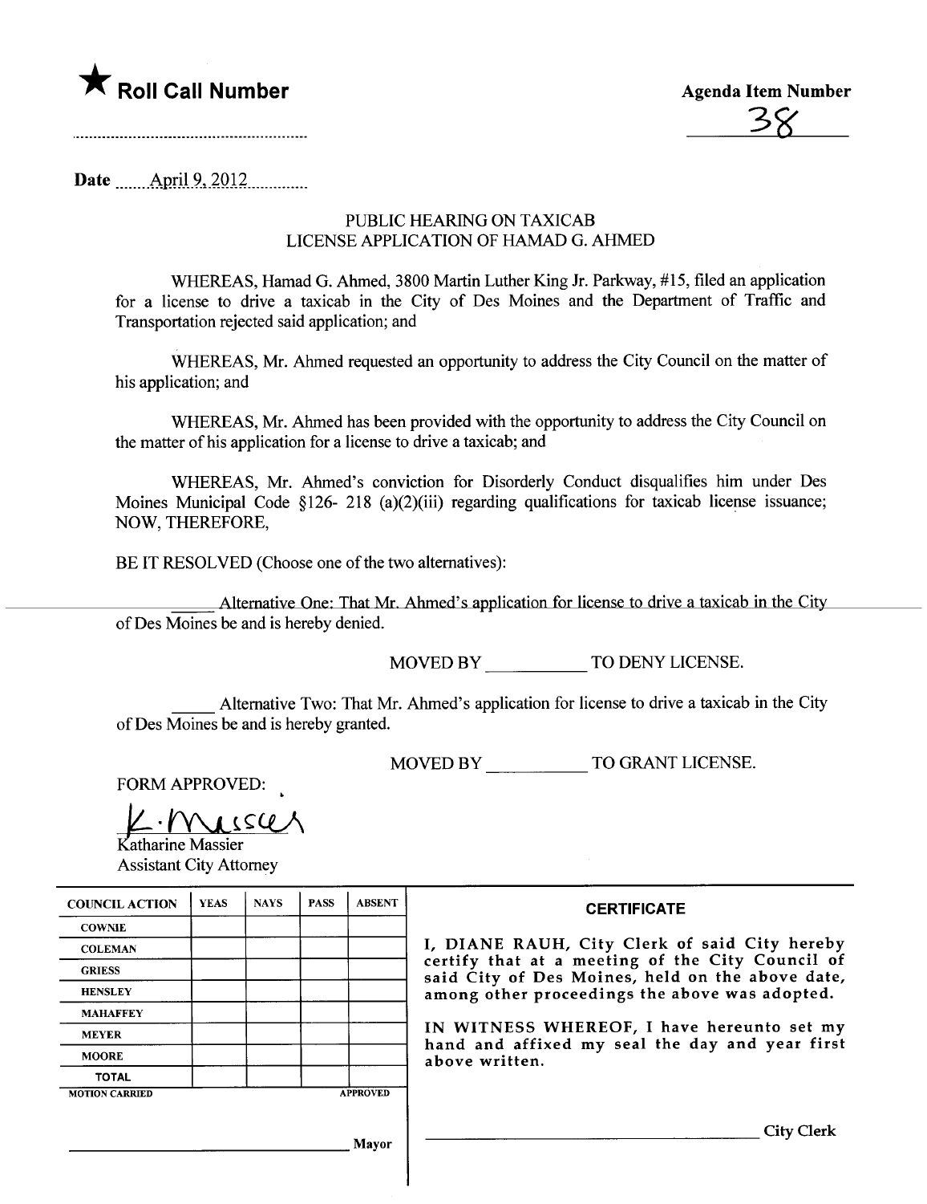★ **Roll Call Number**

**Agenda Item Number**

38

**Date** April 9, 2012

## PUBLIC HEARING ON TAXICAB LICENSE APPLICATION OF HAMAD G. AHMED

WHEREAS, Hamad G. Ahmed, 3800 Martin Luther King Jr. Parkway, #15, filed an application for a license to drive a taxicab in the City of Des Moines and the Department of Traffic and Transportation rejected said application; and

WHEREAS, Mr. Ahmed requested an opportunity to address the City Council on the matter of his application; and

WHEREAS, Mr. Ahmed has been provided with the opportunity to address the City Council on the matter of his application for a license to drive a taxicab; and

WHEREAS, Mr. Ahmed's conviction for Disorderly Conduct disqualifies him under Des Moines Municipal Code §126- 218 (a)(2)(iii) regarding qualifications for taxicab license issuance; NOW, THEREFORE,

BE IT RESOLVED (Choose one of the two alternatives):

_____ Alternative One: That Mr. Ahmed's application for license to drive a taxicab in the City of Des Moines be and is hereby denied.

MOVED BY __________ TO DENY LICENSE.

_____ Alternative Two: That Mr. Ahmed's application for license to drive a taxicab in the City of Des Moines be and is hereby granted.

MOVED BY __________ TO GRANT LICENSE.

FORM APPROVED:

K. Massier

Katharine Massier
Assistant City Attorney

| COUNCIL ACTION | YEAS | NAYS | PASS | ABSENT |
|---|---|---|---|---|
| COWNIE | | | | |
| COLEMAN | | | | |
| GRIESS | | | | |
| HENSLEY | | | | |
| MAHAFFEY | | | | |
| MEYER | | | | |
| MOORE | | | | |
| TOTAL | | | | |
| MOTION CARRIED | | | | APPROVED |

__________________________ Mayor

**CERTIFICATE**

I, DIANE RAUH, City Clerk of said City hereby certify that at a meeting of the City Council of said City of Des Moines, held on the above date, among other proceedings the above was adopted.

IN WITNESS WHEREOF, I have hereunto set my hand and affixed my seal the day and year first above written.

__________________________ City Clerk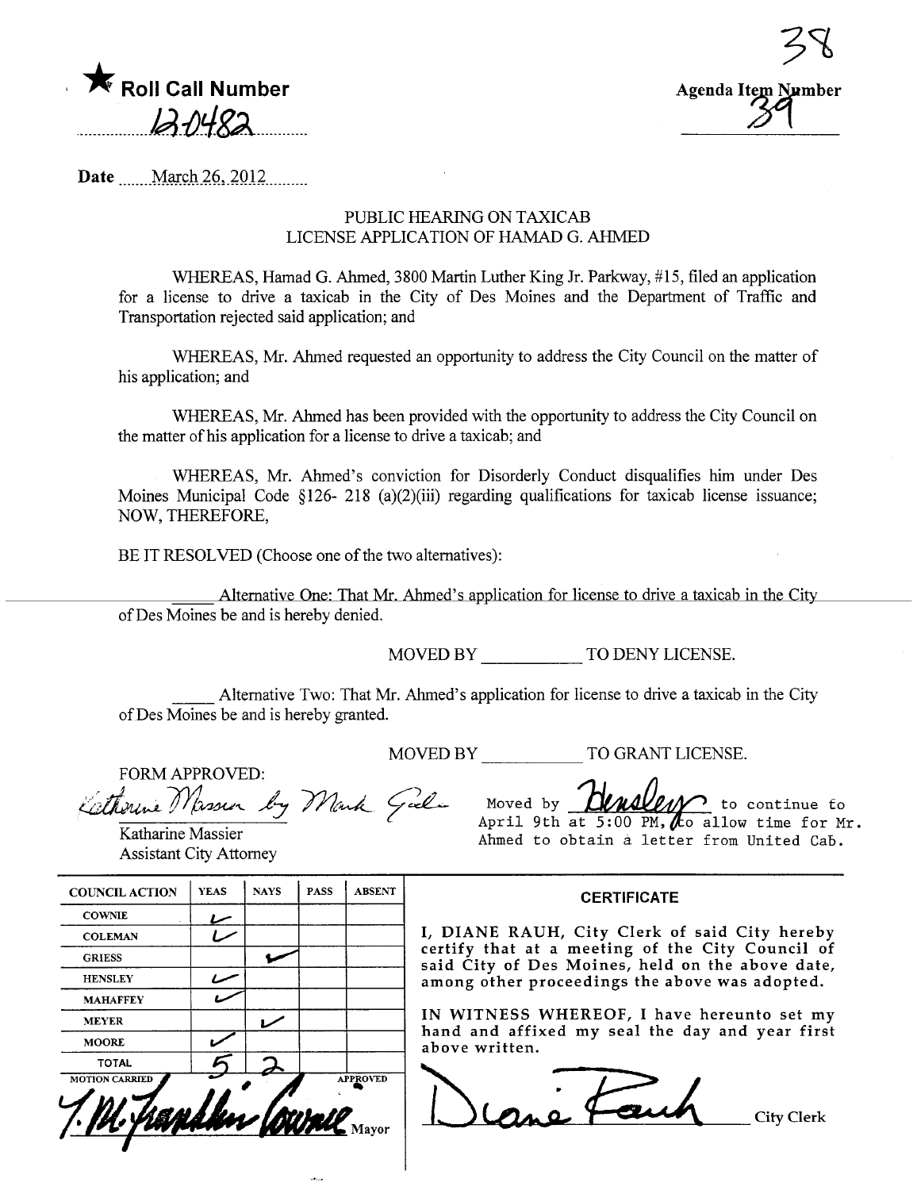★ Roll Call Number

12-0482

Agenda Item Number

38

39

Date March 26, 2012

# PUBLIC HEARING ON TAXICAB LICENSE APPLICATION OF HAMAD G. AHMED

WHEREAS, Hamad G. Ahmed, 3800 Martin Luther King Jr. Parkway, #15, filed an application for a license to drive a taxicab in the City of Des Moines and the Department of Traffic and Transportation rejected said application; and

WHEREAS, Mr. Ahmed requested an opportunity to address the City Council on the matter of his application; and

WHEREAS, Mr. Ahmed has been provided with the opportunity to address the City Council on the matter of his application for a license to drive a taxicab; and

WHEREAS, Mr. Ahmed's conviction for Disorderly Conduct disqualifies him under Des Moines Municipal Code §126- 218 (a)(2)(iii) regarding qualifications for taxicab license issuance; NOW, THEREFORE,

BE IT RESOLVED (Choose one of the two alternatives):

_____ Alternative One: That Mr. Ahmed's application for license to drive a taxicab in the City of Des Moines be and is hereby denied.

MOVED BY ___________ TO DENY LICENSE.

_____ Alternative Two: That Mr. Ahmed's application for license to drive a taxicab in the City of Des Moines be and is hereby granted.

MOVED BY ___________ TO GRANT LICENSE.

FORM APPROVED:

Katharine Massier by Mark Godwin

Katharine Massier
Assistant City Attorney

Moved by Hensley to continue to April 9th at 5:00 PM, to allow time for Mr. Ahmed to obtain a letter from United Cab.

| COUNCIL ACTION | YEAS | NAYS | PASS | ABSENT |
|---|---|---|---|---|
| COWNIE | ✓ | | | |
| COLEMAN | ✓ | | | |
| GRIESS | | ✓ | | |
| HENSLEY | ✓ | | | |
| MAHAFFEY | ✓ | | | |
| MEYER | | ✓ | | |
| MOORE | ✓ | | | |
| TOTAL | 5 | 2 | | |

MOTION CARRIED APPROVED

T. M. Franklin Cownie Mayor

**CERTIFICATE**

I, DIANE RAUH, City Clerk of said City hereby certify that at a meeting of the City Council of said City of Des Moines, held on the above date, among other proceedings the above was adopted.

IN WITNESS WHEREOF, I have hereunto set my hand and affixed my seal the day and year first above written.

Diane Rauh City Clerk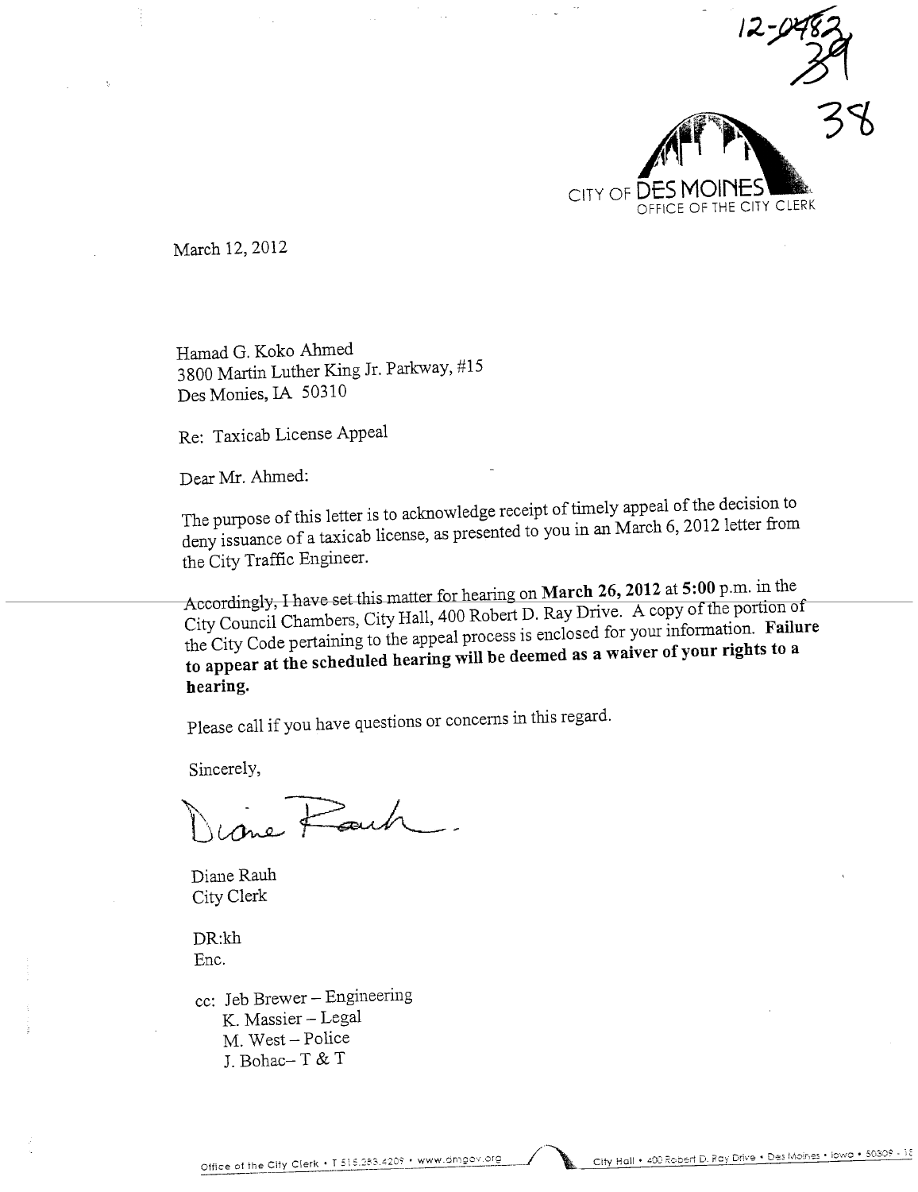12-0482
39
38

CITY OF DES MOINES
OFFICE OF THE CITY CLERK

March 12, 2012

Hamad G. Koko Ahmed
3800 Martin Luther King Jr. Parkway, #15
Des Monies, IA 50310

Re: Taxicab License Appeal

Dear Mr. Ahmed:

The purpose of this letter is to acknowledge receipt of timely appeal of the decision to deny issuance of a taxicab license, as presented to you in an March 6, 2012 letter from the City Traffic Engineer.

Accordingly, I have set this matter for hearing on **March 26, 2012** at **5:00** p.m. in the City Council Chambers, City Hall, 400 Robert D. Ray Drive. A copy of the portion of the City Code pertaining to the appeal process is enclosed for your information. **Failure to appear at the scheduled hearing will be deemed as a waiver of your rights to a hearing.**

Please call if you have questions or concerns in this regard.

Sincerely,

Diane Rauh

Diane Rauh
City Clerk

DR:kh
Enc.

cc: Jeb Brewer – Engineering
K. Massier – Legal
M. West – Police
J. Bohac– T & T

Office of the City Clerk • T 515.283.4209 • www.dmgov.org City Hall • 400 Robert D. Ray Drive • Des Moines • Iowa • 50309 - 15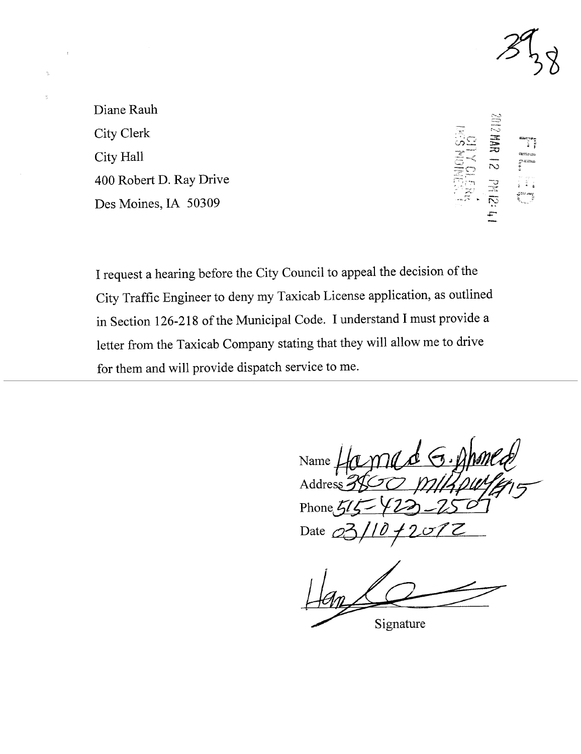39
38

Diane Rauh
City Clerk
City Hall
400 Robert D. Ray Drive
Des Moines, IA 50309

FILED
2012 MAR 12 PM 12:41
CITY CLERK
DES MOINES, IA

I request a hearing before the City Council to appeal the decision of the City Traffic Engineer to deny my Taxicab License application, as outlined in Section 126-218 of the Municipal Code. I understand I must provide a letter from the Taxicab Company stating that they will allow me to drive for them and will provide dispatch service to me.

Name Hamed G. Ahmed
Address 3800 Mlkpwy #15
Phone 515-423-2507
Date 03/10/2012

Signature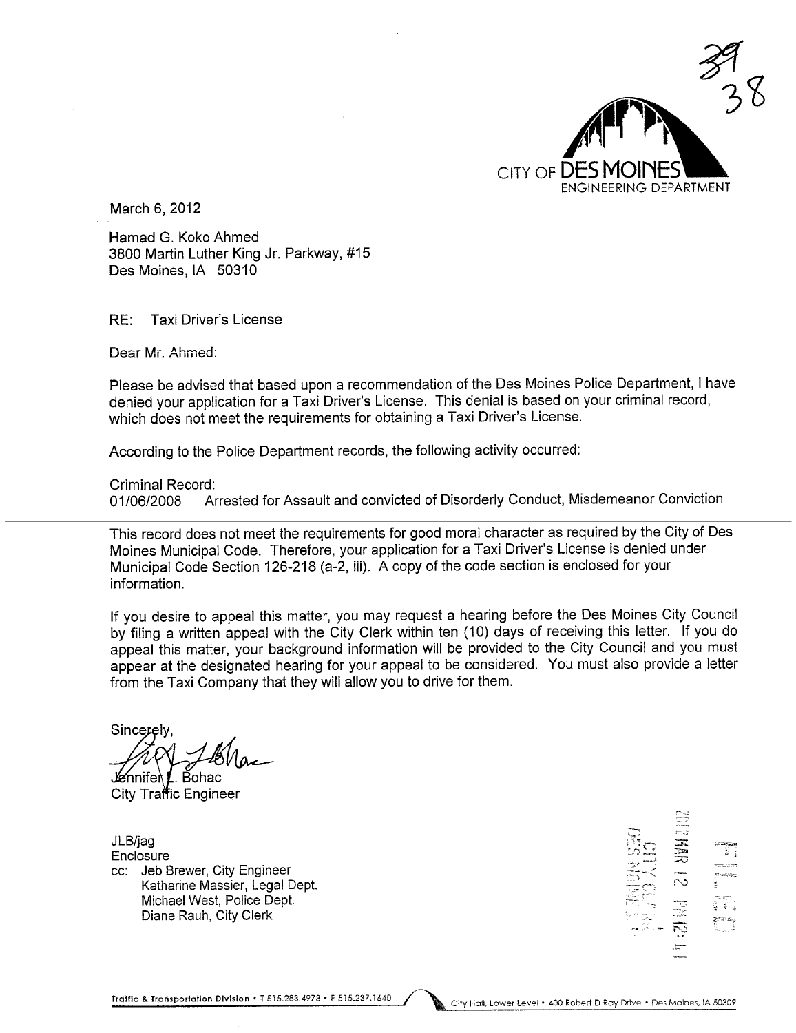CITY OF DES MOINES
ENGINEERING DEPARTMENT

March 6, 2012

Hamad G. Koko Ahmed
3800 Martin Luther King Jr. Parkway, #15
Des Moines, IA 50310

RE: Taxi Driver's License

Dear Mr. Ahmed:

Please be advised that based upon a recommendation of the Des Moines Police Department, I have denied your application for a Taxi Driver's License. This denial is based on your criminal record, which does not meet the requirements for obtaining a Taxi Driver's License.

According to the Police Department records, the following activity occurred:

Criminal Record:
01/06/2008 Arrested for Assault and convicted of Disorderly Conduct, Misdemeanor Conviction

This record does not meet the requirements for good moral character as required by the City of Des Moines Municipal Code. Therefore, your application for a Taxi Driver's License is denied under Municipal Code Section 126-218 (a-2, iii). A copy of the code section is enclosed for your information.

If you desire to appeal this matter, you may request a hearing before the Des Moines City Council by filing a written appeal with the City Clerk within ten (10) days of receiving this letter. If you do appeal this matter, your background information will be provided to the City Council and you must appear at the designated hearing for your appeal to be considered. You must also provide a letter from the Taxi Company that they will allow you to drive for them.

Sincerely,

Jennifer L. Bohac
City Traffic Engineer

JLB/jag
Enclosure
cc: Jeb Brewer, City Engineer
Katharine Massier, Legal Dept.
Michael West, Police Dept.
Diane Rauh, City Clerk

FILED 2012 MAR 12 PM 12:41 CITY CLERK DES MOINES

Traffic & Transportation Division • T 515.283.4973 • F 515.237.1640 City Hall, Lower Level • 400 Robert D Ray Drive • Des Moines, IA 50309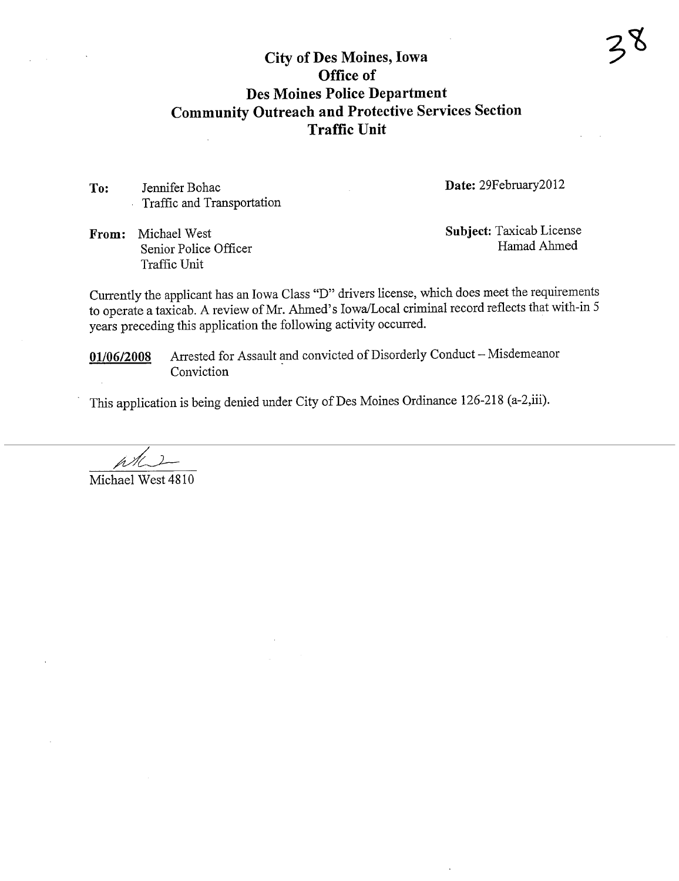# City of Des Moines, Iowa
## Office of
## Des Moines Police Department
## Community Outreach and Protective Services Section
## Traffic Unit

**To:** Jennifer Bohac
Traffic and Transportation

**Date:** 29February2012

**From:** Michael West
Senior Police Officer
Traffic Unit

**Subject:** Taxicab License
Hamad Ahmed

Currently the applicant has an Iowa Class "D" drivers license, which does meet the requirements to operate a taxicab. A review of Mr. Ahmed's Iowa/Local criminal record reflects that with-in 5 years preceding this application the following activity occurred.

**01/06/2008** Arrested for Assault and convicted of Disorderly Conduct – Misdemeanor Conviction

This application is being denied under City of Des Moines Ordinance 126-218 (a-2,iii).

Michael West 4810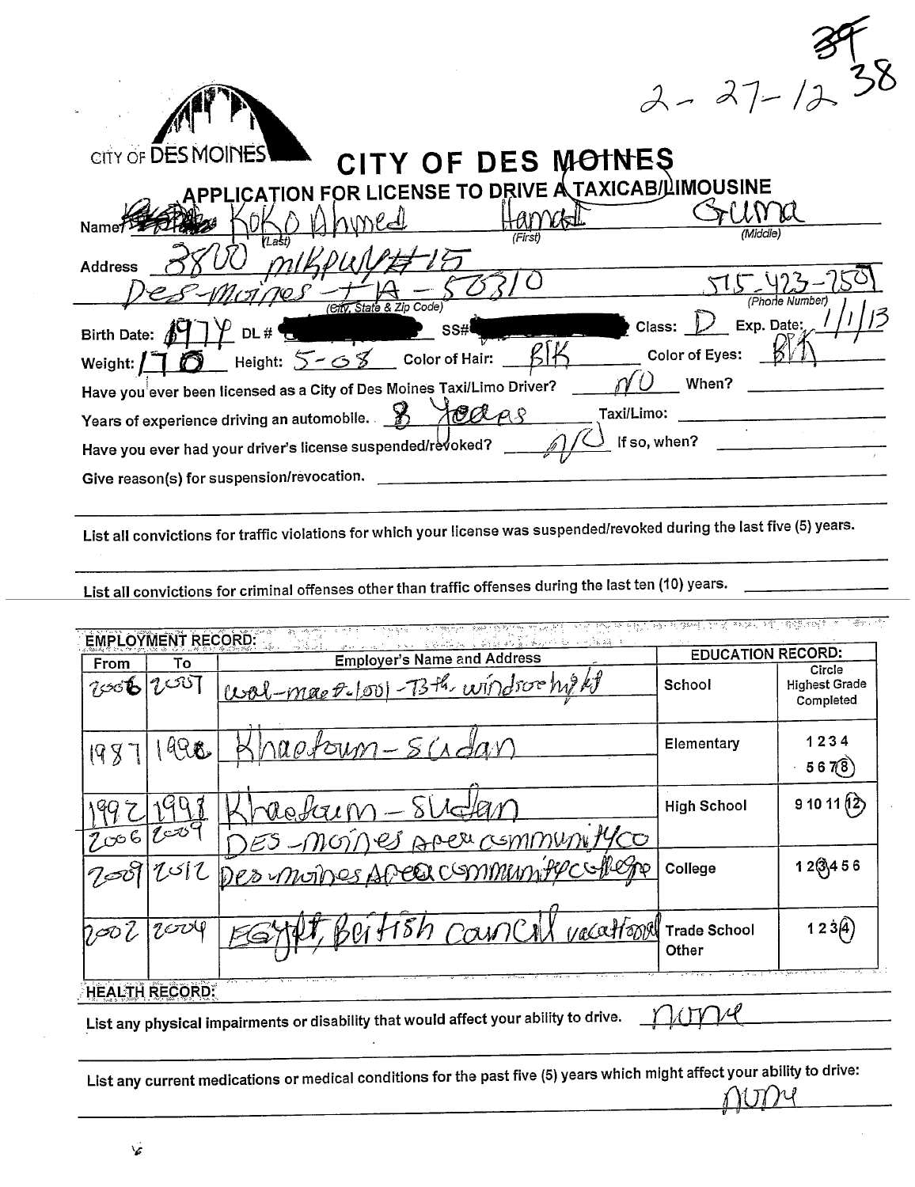2-27-12 39 38

CITY OF DES MOINES

# CITY OF DES MOINES

## APPLICATION FOR LICENSE TO DRIVE A TAXICAB/LIMOUSINE

Name: Koko Ahmed (Last) Hamad (First) Guma (Middle)

Address: 3800 mlkpwy #15

Des-Moines - IA - 50310 (City, State & Zip Code) 515-423-2501 (Phone Number)

Birth Date: 1974 DL # [redacted] SS# [redacted] Class: D Exp. Date: 1/1/13

Weight: 170 Height: 5-08 Color of Hair: BlK Color of Eyes: BlK

Have you ever been licensed as a City of Des Moines Taxi/Limo Driver? NO When? ______

Years of experience driving an automobile. 8 years Taxi/Limo: ______

Have you ever had your driver's license suspended/revoked? NO If so, when? ______

Give reason(s) for suspension/revocation. ______

List all convictions for traffic violations for which your license was suspended/revoked during the last five (5) years.

______

List all convictions for criminal offenses other than traffic offenses during the last ten (10) years. ______

**EMPLOYMENT RECORD:**

| From | To | Employer's Name and Address |
|---|---|---|
| 2006 | 2007 | wal-mart-1001-73th, windsor hight |
| 1987 | 1990 | Khartoum-Sudan |
| 1992 | 1998 | Khartoum - Sudan |
| 2006 | 2009 | DES-moines Area community co |
| 2009 | 2012 | Des moines Area community college |
| 2002 | 2004 | EGypt, British Council vacational |

**EDUCATION RECORD:**

| School | Circle Highest Grade Completed |
|---|---|
| Elementary | 1 2 3 4 5 6 7 (8) |
| High School | 9 10 11 (12) |
| College | 1 2 (3) 4 5 6 |
| Trade School Other | 1 2 3 (4) |

**HEALTH RECORD:**

List any physical impairments or disability that would affect your ability to drive. none

List any current medications or medical conditions for the past five (5) years which might affect your ability to drive: none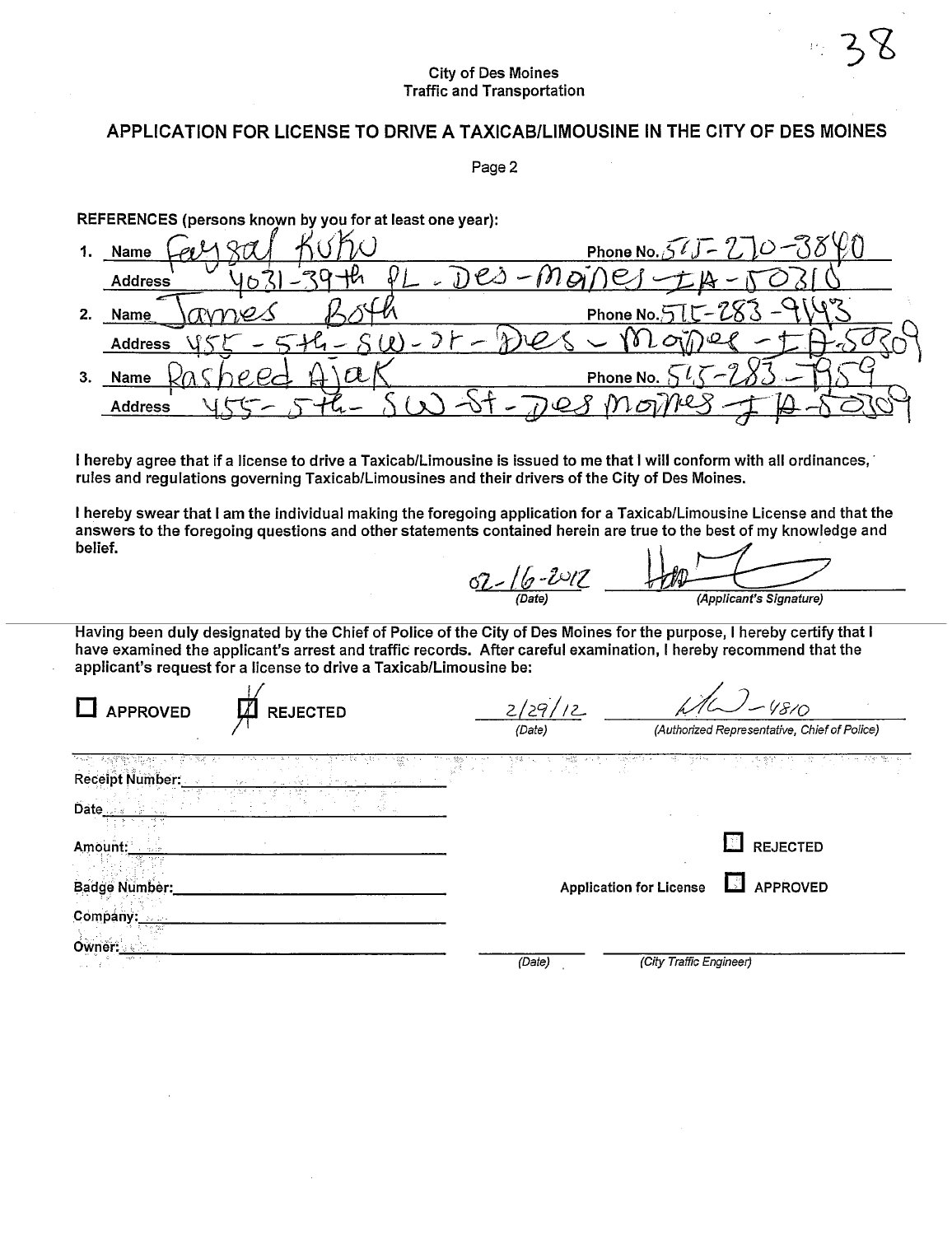City of Des Moines
Traffic and Transportation

## APPLICATION FOR LICENSE TO DRIVE A TAXICAB/LIMOUSINE IN THE CITY OF DES MOINES

Page 2

**REFERENCES (persons known by you for at least one year):**

1. Name Faysal Kuku Phone No. 515-210-3840
   Address 4031-39th PL - Des-Moines-IA-50310
2. Name James Both Phone No. 515-283-9143
   Address 455 - 5th - SW - St - Des - Moines - IA-50309
3. Name Rasheed Ajak Phone No. 515-283-1959
   Address 455 - 5th - SW - St - Des Moines - IA-50309

**I hereby agree that if a license to drive a Taxicab/Limousine is issued to me that I will conform with all ordinances, rules and regulations governing Taxicab/Limousines and their drivers of the City of Des Moines.**

**I hereby swear that I am the individual making the foregoing application for a Taxicab/Limousine License and that the answers to the foregoing questions and other statements contained herein are true to the best of my knowledge and belief.**

02-16-2012 (Date) [signature] (Applicant's Signature)

**Having been duly designated by the Chief of Police of the City of Des Moines for the purpose, I hereby certify that I have examined the applicant's arrest and traffic records. After careful examination, I hereby recommend that the applicant's request for a license to drive a Taxicab/Limousine be:**

☐ APPROVED ☒ REJECTED

2/29/12 (Date) [signature] - 4810 (Authorized Representative, Chief of Police)

Receipt Number: ____

Date ____

Amount: ____

Badge Number: ____

Company: ____

Owner: ____

Application for License ☐ REJECTED ☐ APPROVED

____ (Date) ____ (City Traffic Engineer)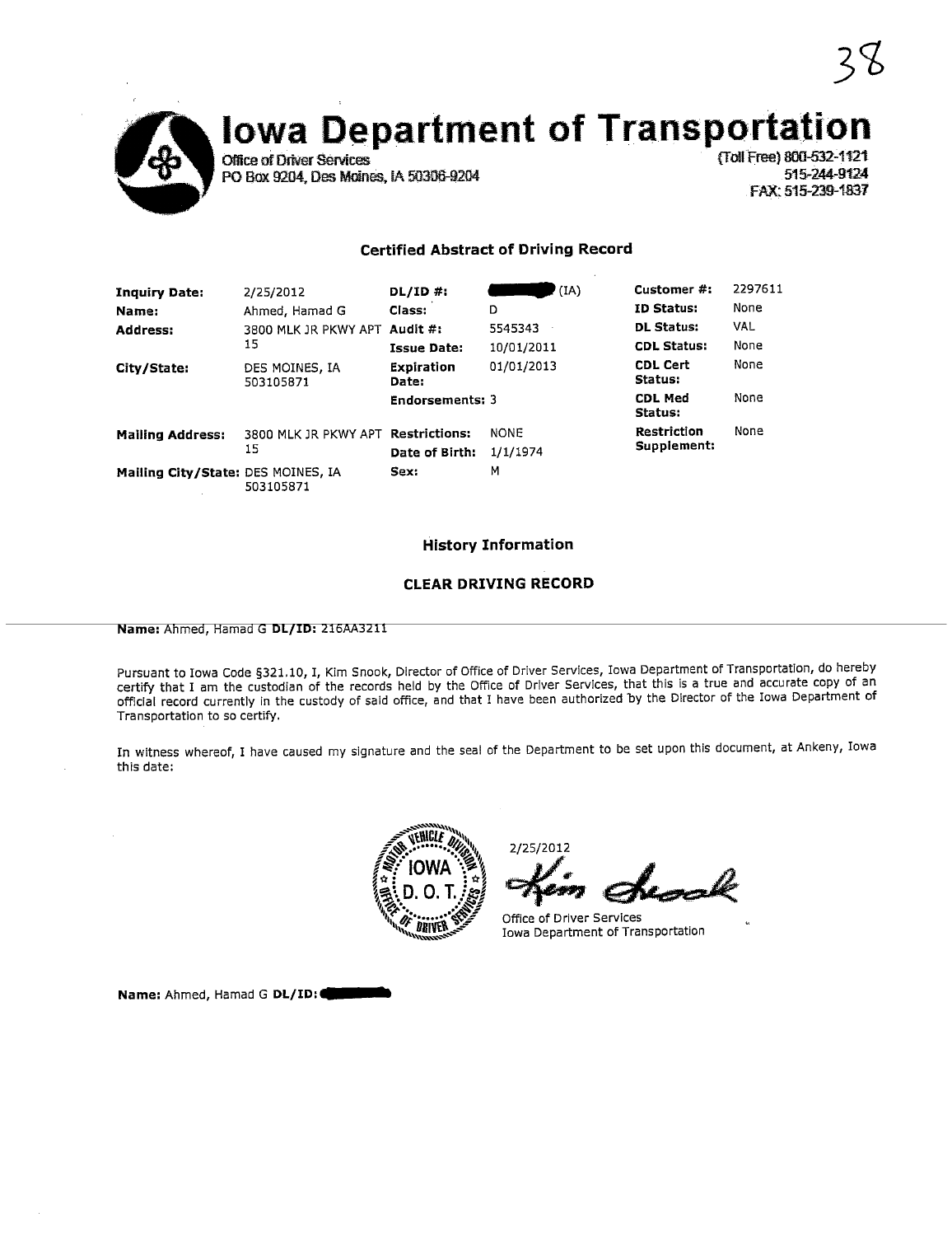# Iowa Department of Transportation

Office of Driver Services
PO Box 9204, Des Moines, IA 50306-9204

(Toll Free) 800-532-1121
515-244-9124
FAX: 515-239-1837

## Certified Abstract of Driving Record

| | | | | | |
|---|---|---|---|---|---|
| **Inquiry Date:** | 2/25/2012 | **DL/ID #:** | (IA) | **Customer #:** | 2297611 |
| **Name:** | Ahmed, Hamad G | **Class:** | D | **ID Status:** | None |
| **Address:** | 3800 MLK JR PKWY APT 15 | **Audit #:** | 5545343 | **DL Status:** | VAL |
| | | **Issue Date:** | 10/01/2011 | **CDL Status:** | None |
| **City/State:** | DES MOINES, IA 503105871 | **Expiration Date:** | 01/01/2013 | **CDL Cert Status:** | None |
| | | **Endorsements:** | 3 | **CDL Med Status:** | None |
| **Mailing Address:** | 3800 MLK JR PKWY APT 15 | **Restrictions:** | NONE | **Restriction Supplement:** | None |
| | | **Date of Birth:** | 1/1/1974 | | |
| **Mailing City/State:** | DES MOINES, IA 503105871 | **Sex:** | M | | |

### History Information

### CLEAR DRIVING RECORD

**Name:** Ahmed, Hamad G **DL/ID:** 216AA3211

Pursuant to Iowa Code §321.10, I, Kim Snook, Director of Office of Driver Services, Iowa Department of Transportation, do hereby certify that I am the custodian of the records held by the Office of Driver Services, that this is a true and accurate copy of an official record currently in the custody of said office, and that I have been authorized by the Director of the Iowa Department of Transportation to so certify.

In witness whereof, I have caused my signature and the seal of the Department to be set upon this document, at Ankeny, Iowa this date:

MOTOR VEHICLE DIVISION IOWA D. O. T. OFFICE OF DRIVER SERVICES

2/25/2012

Kim Snook

Office of Driver Services
Iowa Department of Transportation

**Name:** Ahmed, Hamad G **DL/ID:**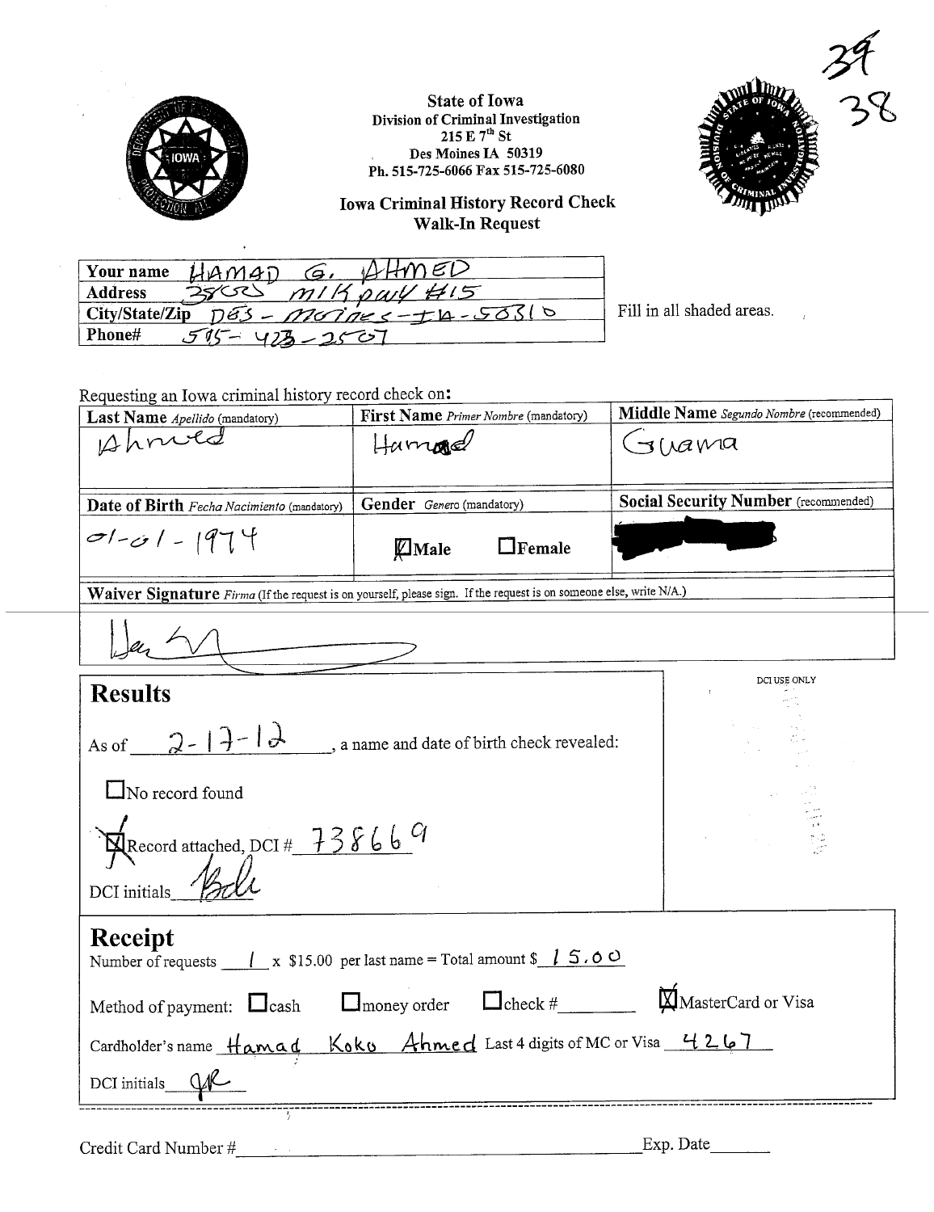39
38

**State of Iowa**
**Division of Criminal Investigation**
**215 E 7th St**
**Des Moines IA 50319**
**Ph. 515-725-6066 Fax 515-725-6080**

## Iowa Criminal History Record Check
## Walk-In Request

| | |
|---|---|
| **Your name** | HAMAD G. AHMED |
| **Address** | 3803 MLK pawy #15 |
| **City/State/Zip** | DES - Moines - IA - 50310 |
| **Phone#** | 515- 423 - 2507 |

Fill in all shaded areas.

Requesting an Iowa criminal history record check on:

| **Last Name** *Apellido* (mandatory) | **First Name** *Primer Nombre* (mandatory) | **Middle Name** *Segundo Nombre* (recommended) |
|---|---|---|
| Ahmed | Hamad | Guama |
| **Date of Birth** *Fecha Nacimiento* (mandatory) | **Gender** *Genero* (mandatory) | **Social Security Number** (recommended) |
| 01-01-1974 | ☒ **Male** ☐ **Female** | [redacted] |

**Waiver Signature** *Firma* (If the request is on yourself, please sign. If the request is on someone else, write N/A.)

[signature]

## Results

DCI USE ONLY

As of 2-17-12, a name and date of birth check revealed:

☐ No record found

☒ Record attached, DCI # 738669

DCI initials [initials]

## Receipt

Number of requests 1 x $15.00 per last name = Total amount $ 15.00

Method of payment: ☐ cash ☐ money order ☐ check #________ ☒ MasterCard or Visa

Cardholder's name Hamad Koko Ahmed Last 4 digits of MC or Visa 4267

DCI initials [initials]

Credit Card Number #________________________ Exp. Date________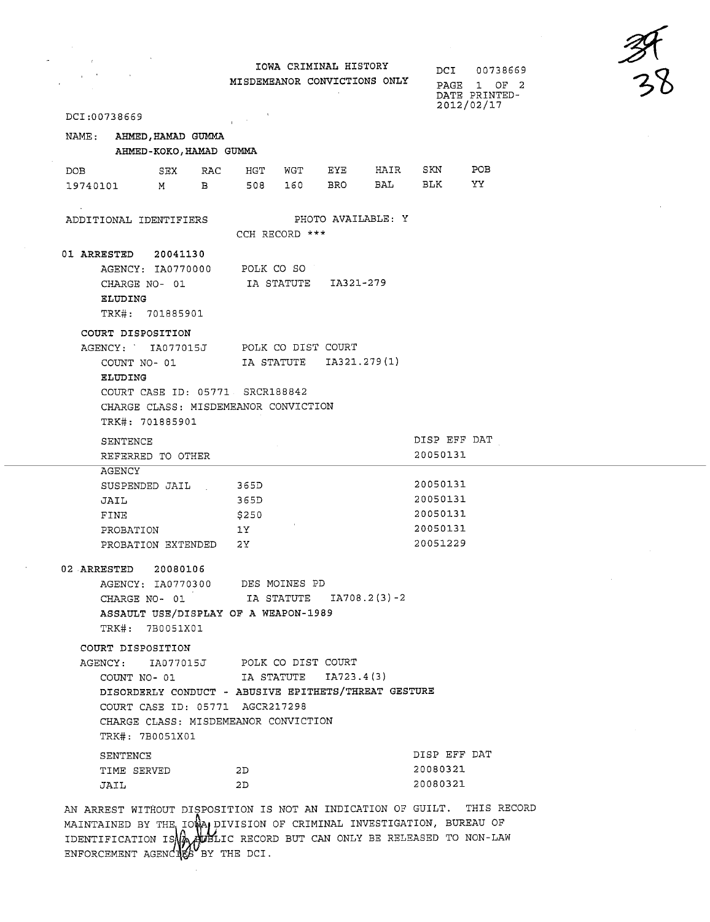IOWA CRIMINAL HISTORY
MISDEMEANOR CONVICTIONS ONLY

DCI 00738669
PAGE 1 OF 2
DATE PRINTED-
2012/02/17

DCI:00738669

NAME: **AHMED,HAMAD GUMMA**
**AHMED-KOKO,HAMAD GUMMA**

| DOB | SEX | RAC | HGT | WGT | EYE | HAIR | SKN | POB |
|---|---|---|---|---|---|---|---|---|
| 19740101 | M | B | 508 | 160 | BRO | BAL | BLK | YY |

ADDITIONAL IDENTIFIERS PHOTO AVAILABLE: Y
CCH RECORD ***

**01 ARRESTED 20041130**
AGENCY: IA0770000 POLK CO SO
CHARGE NO- 01 IA STATUTE IA321-279
**ELUDING**
TRK#: 701885901

**COURT DISPOSITION**
AGENCY: IA077015J POLK CO DIST COURT
COUNT NO- 01 IA STATUTE IA321.279(1)
**ELUDING**
COURT CASE ID: 05771 SRCR188842
CHARGE CLASS: MISDEMEANOR CONVICTION
TRK#: 701885901

| SENTENCE | | DISP EFF DAT |
|---|---|---|
| REFERRED TO OTHER AGENCY | | 20050131 |
| SUSPENDED JAIL | 365D | 20050131 |
| JAIL | 365D | 20050131 |
| FINE | $250 | 20050131 |
| PROBATION | 1Y | 20050131 |
| PROBATION EXTENDED | 2Y | 20051229 |

**02 ARRESTED 20080106**
AGENCY: IA0770300 DES MOINES PD
CHARGE NO- 01 IA STATUTE IA708.2(3)-2
**ASSAULT USE/DISPLAY OF A WEAPON-1989**
TRK#: 7B0051X01

**COURT DISPOSITION**
AGENCY: IA077015J POLK CO DIST COURT
COUNT NO- 01 IA STATUTE IA723.4(3)
**DISORDERLY CONDUCT - ABUSIVE EPITHETS/THREAT GESTURE**
COURT CASE ID: 05771 AGCR217298
CHARGE CLASS: MISDEMEANOR CONVICTION
TRK#: 7B0051X01

| SENTENCE | | DISP EFF DAT |
|---|---|---|
| TIME SERVED | 2D | 20080321 |
| JAIL | 2D | 20080321 |

AN ARREST WITHOUT DISPOSITION IS NOT AN INDICATION OF GUILT. THIS RECORD MAINTAINED BY THE IOWA DIVISION OF CRIMINAL INVESTIGATION, BUREAU OF IDENTIFICATION IS A PUBLIC RECORD BUT CAN ONLY BE RELEASED TO NON-LAW ENFORCEMENT AGENCIES BY THE DCI.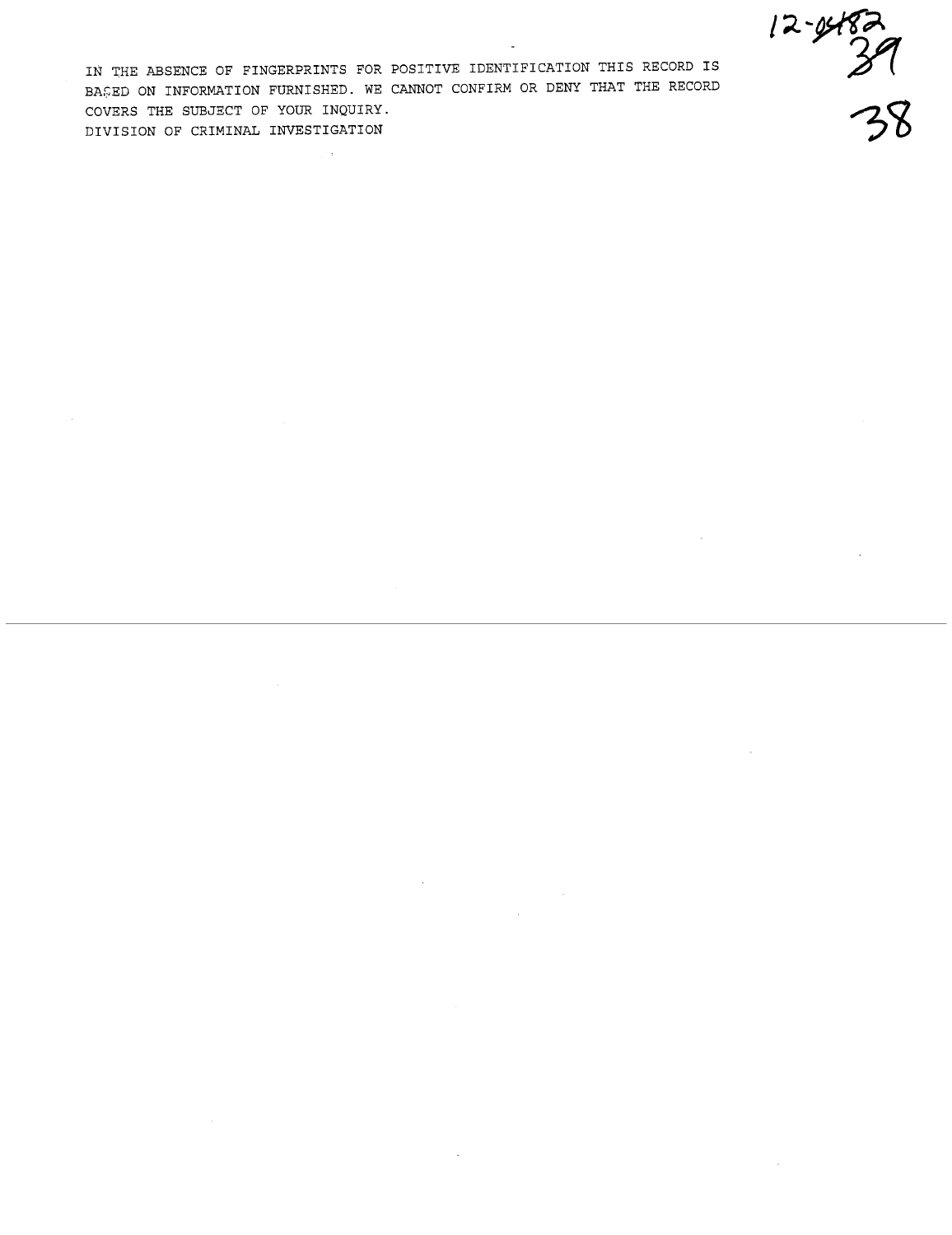IN THE ABSENCE OF FINGERPRINTS FOR POSITIVE IDENTIFICATION THIS RECORD IS BASED ON INFORMATION FURNISHED. WE CANNOT CONFIRM OR DENY THAT THE RECORD COVERS THE SUBJECT OF YOUR INQUIRY.
DIVISION OF CRIMINAL INVESTIGATION

12-0482
39

38